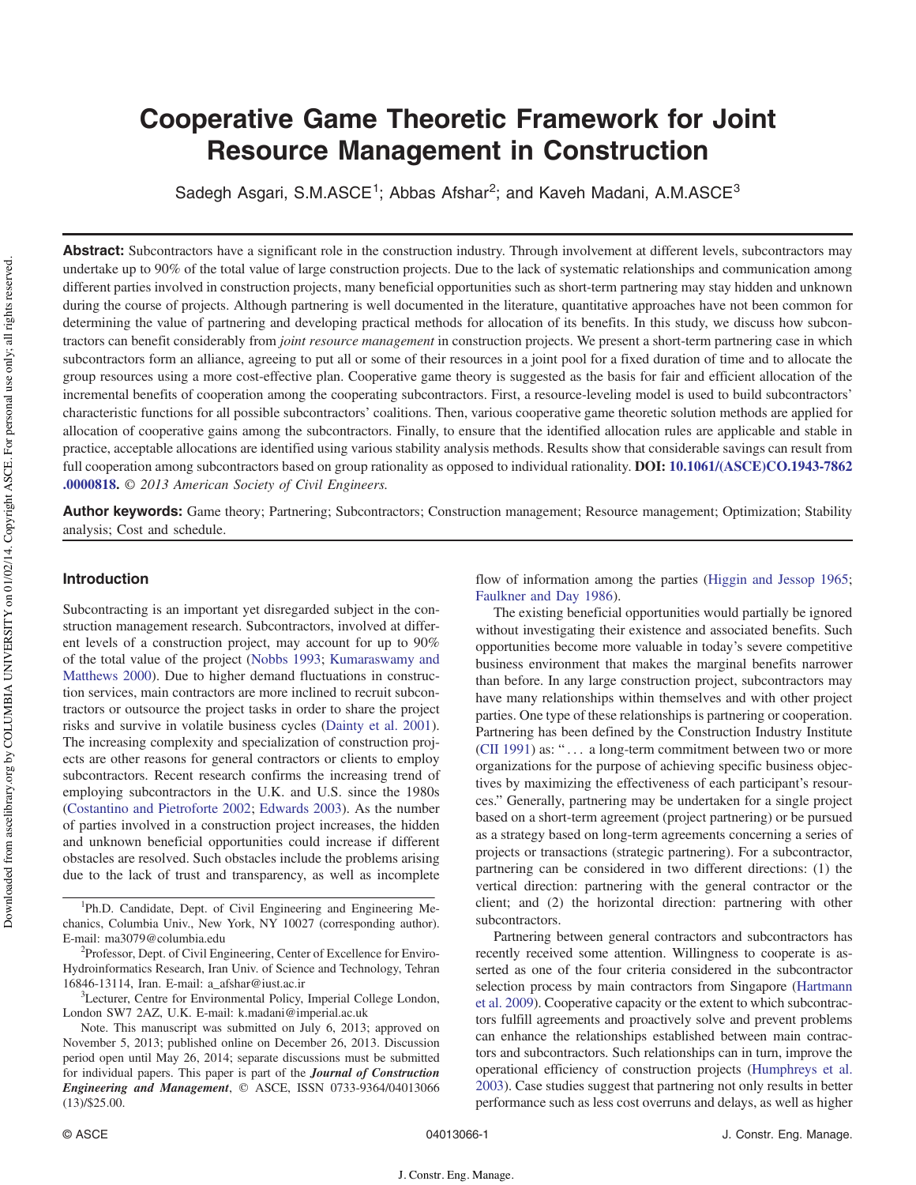# Cooperative Game Theoretic Framework for Joint Resource Management in Construction

Sadegh Asgari, S.M.ASCE[1]; Abbas Afshar[2]; and Kaveh Madani, A.M.ASCE[3]

**Abstract:** Subcontractors have a significant role in the construction industry. Through involvement at different levels, subcontractors may undertake up to 90% of the total value of large construction projects. Due to the lack of systematic relationships and communication among different parties involved in construction projects, many beneficial opportunities such as short-term partnering may stay hidden and unknown during the course of projects. Although partnering is well documented in the literature, quantitative approaches have not been common for determining the value of partnering and developing practical methods for allocation of its benefits. In this study, we discuss how subcontractors can benefit considerably from *joint resource management* in construction projects. We present a short-term partnering case in which subcontractors form an alliance, agreeing to put all or some of their resources in a joint pool for a fixed duration of time and to allocate the group resources using a more cost-effective plan. Cooperative game theory is suggested as the basis for fair and efficient allocation of the incremental benefits of cooperation among the cooperating subcontractors. First, a resource-leveling model is used to build subcontractors' characteristic functions for all possible subcontractors' coalitions. Then, various cooperative game theoretic solution methods are applied for allocation of cooperative gains among the subcontractors. Finally, to ensure that the identified allocation rules are applicable and stable in practice, acceptable allocations are identified using various stability analysis methods. Results show that considerable savings can result from full cooperation among subcontractors based on group rationality as opposed to individual rationality. **DOI: 10.1061/(ASCE)CO.1943-7862.0000818.** © *2013 American Society of Civil Engineers.*

**Author keywords:** Game theory; Partnering; Subcontractors; Construction management; Resource management; Optimization; Stability analysis; Cost and schedule.

## Introduction

Subcontracting is an important yet disregarded subject in the construction management research. Subcontractors, involved at different levels of a construction project, may account for up to 90% of the total value of the project (Nobbs 1993; Kumaraswamy and Matthews 2000). Due to higher demand fluctuations in construction services, main contractors are more inclined to recruit subcontractors or outsource the project tasks in order to share the project risks and survive in volatile business cycles (Dainty et al. 2001). The increasing complexity and specialization of construction projects are other reasons for general contractors or clients to employ subcontractors. Recent research confirms the increasing trend of employing subcontractors in the U.K. and U.S. since the 1980s (Costantino and Pietroforte 2002; Edwards 2003). As the number of parties involved in a construction project increases, the hidden and unknown beneficial opportunities could increase if different obstacles are resolved. Such obstacles include the problems arising due to the lack of trust and transparency, as well as incomplete flow of information among the parties (Higgin and Jessop 1965; Faulkner and Day 1986).

The existing beneficial opportunities would partially be ignored without investigating their existence and associated benefits. Such opportunities become more valuable in today's severe competitive business environment that makes the marginal benefits narrower than before. In any large construction project, subcontractors may have many relationships within themselves and with other project parties. One type of these relationships is partnering or cooperation. Partnering has been defined by the Construction Industry Institute (CII 1991) as: "... a long-term commitment between two or more organizations for the purpose of achieving specific business objectives by maximizing the effectiveness of each participant's resources." Generally, partnering may be undertaken for a single project based on a short-term agreement (project partnering) or be pursued as a strategy based on long-term agreements concerning a series of projects or transactions (strategic partnering). For a subcontractor, partnering can be considered in two different directions: (1) the vertical direction: partnering with the general contractor or the client; and (2) the horizontal direction: partnering with other subcontractors.

Partnering between general contractors and subcontractors has recently received some attention. Willingness to cooperate is asserted as one of the four criteria considered in the subcontractor selection process by main contractors from Singapore (Hartmann et al. 2009). Cooperative capacity or the extent to which subcontractors fulfill agreements and proactively solve and prevent problems can enhance the relationships established between main contractors and subcontractors. Such relationships can in turn, improve the operational efficiency of construction projects (Humphreys et al. 2003). Case studies suggest that partnering not only results in better performance such as less cost overruns and delays, as well as higher

---

[1]Ph.D. Candidate, Dept. of Civil Engineering and Engineering Mechanics, Columbia Univ., New York, NY 10027 (corresponding author). E-mail: ma3079@columbia.edu

[2]Professor, Dept. of Civil Engineering, Center of Excellence for Enviro-Hydroinformatics Research, Iran Univ. of Science and Technology, Tehran 16846-13114, Iran. E-mail: a_afshar@iust.ac.ir

[3]Lecturer, Centre for Environmental Policy, Imperial College London, London SW7 2AZ, U.K. E-mail: k.madani@imperial.ac.uk

Note. This manuscript was submitted on July 6, 2013; approved on November 5, 2013; published online on December 26, 2013. Discussion period open until May 26, 2014; separate discussions must be submitted for individual papers. This paper is part of the ***Journal of Construction Engineering and Management***, © ASCE, ISSN 0733-9364/04013066(13)/$25.00.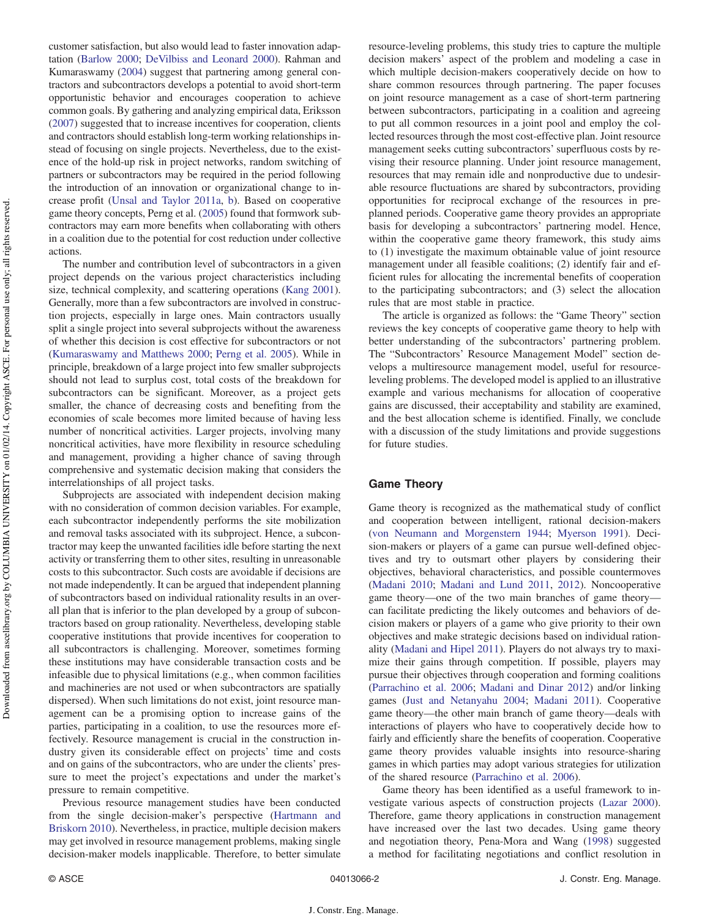customer satisfaction, but also would lead to faster innovation adaptation (Barlow 2000; DeVilbiss and Leonard 2000). Rahman and Kumaraswamy (2004) suggest that partnering among general contractors and subcontractors develops a potential to avoid short-term opportunistic behavior and encourages cooperation to achieve common goals. By gathering and analyzing empirical data, Eriksson (2007) suggested that to increase incentives for cooperation, clients and contractors should establish long-term working relationships instead of focusing on single projects. Nevertheless, due to the existence of the hold-up risk in project networks, random switching of partners or subcontractors may be required in the period following the introduction of an innovation or organizational change to increase profit (Unsal and Taylor 2011a, b). Based on cooperative game theory concepts, Perng et al. (2005) found that formwork subcontractors may earn more benefits when collaborating with others in a coalition due to the potential for cost reduction under collective actions.

The number and contribution level of subcontractors in a given project depends on the various project characteristics including size, technical complexity, and scattering operations (Kang 2001). Generally, more than a few subcontractors are involved in construction projects, especially in large ones. Main contractors usually split a single project into several subprojects without the awareness of whether this decision is cost effective for subcontractors or not (Kumaraswamy and Matthews 2000; Perng et al. 2005). While in principle, breakdown of a large project into few smaller subprojects should not lead to surplus cost, total costs of the breakdown for subcontractors can be significant. Moreover, as a project gets smaller, the chance of decreasing costs and benefiting from the economies of scale becomes more limited because of having less number of noncritical activities. Larger projects, involving many noncritical activities, have more flexibility in resource scheduling and management, providing a higher chance of saving through comprehensive and systematic decision making that considers the interrelationships of all project tasks.

Subprojects are associated with independent decision making with no consideration of common decision variables. For example, each subcontractor independently performs the site mobilization and removal tasks associated with its subproject. Hence, a subcontractor may keep the unwanted facilities idle before starting the next activity or transferring them to other sites, resulting in unreasonable costs to this subcontractor. Such costs are avoidable if decisions are not made independently. It can be argued that independent planning of subcontractors based on individual rationality results in an overall plan that is inferior to the plan developed by a group of subcontractors based on group rationality. Nevertheless, developing stable cooperative institutions that provide incentives for cooperation to all subcontractors is challenging. Moreover, sometimes forming these institutions may have considerable transaction costs and be infeasible due to physical limitations (e.g., when common facilities and machineries are not used or when subcontractors are spatially dispersed). When such limitations do not exist, joint resource management can be a promising option to increase gains of the parties, participating in a coalition, to use the resources more effectively. Resource management is crucial in the construction industry given its considerable effect on projects' time and costs and on gains of the subcontractors, who are under the clients' pressure to meet the project's expectations and under the market's pressure to remain competitive.

Previous resource management studies have been conducted from the single decision-maker's perspective (Hartmann and Briskorn 2010). Nevertheless, in practice, multiple decision makers may get involved in resource management problems, making single decision-maker models inapplicable. Therefore, to better simulate resource-leveling problems, this study tries to capture the multiple decision makers' aspect of the problem and modeling a case in which multiple decision-makers cooperatively decide on how to share common resources through partnering. The paper focuses on joint resource management as a case of short-term partnering between subcontractors, participating in a coalition and agreeing to put all common resources in a joint pool and employ the collected resources through the most cost-effective plan. Joint resource management seeks cutting subcontractors' superfluous costs by revising their resource planning. Under joint resource management, resources that may remain idle and nonproductive due to undesirable resource fluctuations are shared by subcontractors, providing opportunities for reciprocal exchange of the resources in preplanned periods. Cooperative game theory provides an appropriate basis for developing a subcontractors' partnering model. Hence, within the cooperative game theory framework, this study aims to (1) investigate the maximum obtainable value of joint resource management under all feasible coalitions; (2) identify fair and efficient rules for allocating the incremental benefits of cooperation to the participating subcontractors; and (3) select the allocation rules that are most stable in practice.

The article is organized as follows: the "Game Theory" section reviews the key concepts of cooperative game theory to help with better understanding of the subcontractors' partnering problem. The "Subcontractors' Resource Management Model" section develops a multiresource management model, useful for resource-leveling problems. The developed model is applied to an illustrative example and various mechanisms for allocation of cooperative gains are discussed, their acceptability and stability are examined, and the best allocation scheme is identified. Finally, we conclude with a discussion of the study limitations and provide suggestions for future studies.

## Game Theory

Game theory is recognized as the mathematical study of conflict and cooperation between intelligent, rational decision-makers (von Neumann and Morgenstern 1944; Myerson 1991). Decision-makers or players of a game can pursue well-defined objectives and try to outsmart other players by considering their objectives, behavioral characteristics, and possible countermoves (Madani 2010; Madani and Lund 2011, 2012). Noncooperative game theory—one of the two main branches of game theory—can facilitate predicting the likely outcomes and behaviors of decision makers or players of a game who give priority to their own objectives and make strategic decisions based on individual rationality (Madani and Hipel 2011). Players do not always try to maximize their gains through competition. If possible, players may pursue their objectives through cooperation and forming coalitions (Parrachino et al. 2006; Madani and Dinar 2012) and/or linking games (Just and Netanyahu 2004; Madani 2011). Cooperative game theory—the other main branch of game theory—deals with interactions of players who have to cooperatively decide how to fairly and efficiently share the benefits of cooperation. Cooperative game theory provides valuable insights into resource-sharing games in which parties may adopt various strategies for utilization of the shared resource (Parrachino et al. 2006).

Game theory has been identified as a useful framework to investigate various aspects of construction projects (Lazar 2000). Therefore, game theory applications in construction management have increased over the last two decades. Using game theory and negotiation theory, Pena-Mora and Wang (1998) suggested a method for facilitating negotiations and conflict resolution in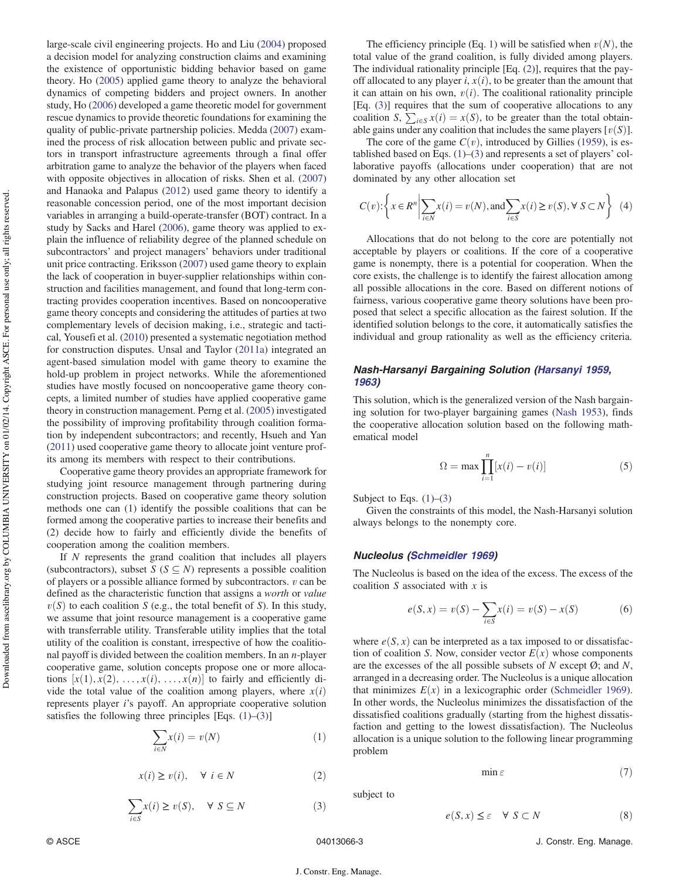large-scale civil engineering projects. Ho and Liu (2004) proposed a decision model for analyzing construction claims and examining the existence of opportunistic bidding behavior based on game theory. Ho (2005) applied game theory to analyze the behavioral dynamics of competing bidders and project owners. In another study, Ho (2006) developed a game theoretic model for government rescue dynamics to provide theoretic foundations for examining the quality of public-private partnership policies. Medda (2007) examined the process of risk allocation between public and private sectors in transport infrastructure agreements through a final offer arbitration game to analyze the behavior of the players when faced with opposite objectives in allocation of risks. Shen et al. (2007) and Hanaoka and Palapus (2012) used game theory to identify a reasonable concession period, one of the most important decision variables in arranging a build-operate-transfer (BOT) contract. In a study by Sacks and Harel (2006), game theory was applied to explain the influence of reliability degree of the planned schedule on subcontractors' and project managers' behaviors under traditional unit price contracting. Eriksson (2007) used game theory to explain the lack of cooperation in buyer-supplier relationships within construction and facilities management, and found that long-term contracting provides cooperation incentives. Based on noncooperative game theory concepts and considering the attitudes of parties at two complementary levels of decision making, i.e., strategic and tactical, Yousefi et al. (2010) presented a systematic negotiation method for construction disputes. Unsal and Taylor (2011a) integrated an agent-based simulation model with game theory to examine the hold-up problem in project networks. While the aforementioned studies have mostly focused on noncooperative game theory concepts, a limited number of studies have applied cooperative game theory in construction management. Perng et al. (2005) investigated the possibility of improving profitability through coalition formation by independent subcontractors; and recently, Hsueh and Yan (2011) used cooperative game theory to allocate joint venture profits among its members with respect to their contributions.

Cooperative game theory provides an appropriate framework for studying joint resource management through partnering during construction projects. Based on cooperative game theory solution methods one can (1) identify the possible coalitions that can be formed among the cooperative parties to increase their benefits and (2) decide how to fairly and efficiently divide the benefits of cooperation among the coalition members.

If $N$ represents the grand coalition that includes all players (subcontractors), subset $S$ ($S \subseteq N$) represents a possible coalition of players or a possible alliance formed by subcontractors. $v$ can be defined as the characteristic function that assigns a *worth* or *value* $v(S)$ to each coalition $S$ (e.g., the total benefit of $S$). In this study, we assume that joint resource management is a cooperative game with transferrable utility. Transferable utility implies that the total utility of the coalition is constant, irrespective of how the coalitional payoff is divided between the coalition members. In an $n$-player cooperative game, solution concepts propose one or more allocations $[x(1), x(2), \ldots, x(i), \ldots, x(n)]$ to fairly and efficiently divide the total value of the coalition among players, where $x(i)$ represents player $i$'s payoff. An appropriate cooperative solution satisfies the following three principles [Eqs. (1)–(3)]

$$\sum_{i \in N} x(i) = v(N) \tag{1}$$

$$x(i) \geq v(i), \quad \forall\ i \in N \tag{2}$$

$$\sum_{i \in S} x(i) \geq v(S), \quad \forall\ S \subseteq N \tag{3}$$

The efficiency principle (Eq. 1) will be satisfied when $v(N)$, the total value of the grand coalition, is fully divided among players. The individual rationality principle [Eq. (2)], requires that the payoff allocated to any player $i$, $x(i)$, to be greater than the amount that it can attain on his own, $v(i)$. The coalitional rationality principle [Eq. (3)] requires that the sum of cooperative allocations to any coalition $S$, $\sum_{i \in S} x(i) = x(S)$, to be greater than the total obtainable gains under any coalition that includes the same players $[v(S)]$.

The core of the game $C(v)$, introduced by Gillies (1959), is established based on Eqs. (1)–(3) and represents a set of players' collaborative payoffs (allocations under cooperation) that are not dominated by any other allocation set

$$C(v){:}\left\{x \in R^n \middle| \sum_{i \in N} x(i) = v(N), \text{and} \sum_{i \in S} x(i) \geq v(S), \forall\ S \subset N\right\} \tag{4}$$

Allocations that do not belong to the core are potentially not acceptable by players or coalitions. If the core of a cooperative game is nonempty, there is a potential for cooperation. When the core exists, the challenge is to identify the fairest allocation among all possible allocations in the core. Based on different notions of fairness, various cooperative game theory solutions have been proposed that select a specific allocation as the fairest solution. If the identified solution belongs to the core, it automatically satisfies the individual and group rationality as well as the efficiency criteria.

### Nash-Harsanyi Bargaining Solution (Harsanyi 1959, 1963)

This solution, which is the generalized version of the Nash bargaining solution for two-player bargaining games (Nash 1953), finds the cooperative allocation solution based on the following mathematical model

$$\Omega = \max \prod_{i=1}^{n} [x(i) - v(i)] \tag{5}$$

Subject to Eqs. (1)–(3)

Given the constraints of this model, the Nash-Harsanyi solution always belongs to the nonempty core.

### Nucleolus (Schmeidler 1969)

The Nucleolus is based on the idea of the excess. The excess of the coalition $S$ associated with $x$ is

$$e(S, x) = v(S) - \sum_{i \in S} x(i) = v(S) - x(S) \tag{6}$$

where $e(S, x)$ can be interpreted as a tax imposed to or dissatisfaction of coalition $S$. Now, consider vector $E(x)$ whose components are the excesses of the all possible subsets of $N$ except Ø; and $N$, arranged in a decreasing order. The Nucleolus is a unique allocation that minimizes $E(x)$ in a lexicographic order (Schmeidler 1969). In other words, the Nucleolus minimizes the dissatisfaction of the dissatisfied coalitions gradually (starting from the highest dissatisfaction and getting to the lowest dissatisfaction). The Nucleolus allocation is a unique solution to the following linear programming problem

$$\min \varepsilon \tag{7}$$

subject to

$$e(S, x) \leq \varepsilon \quad \forall\ S \subset N \tag{8}$$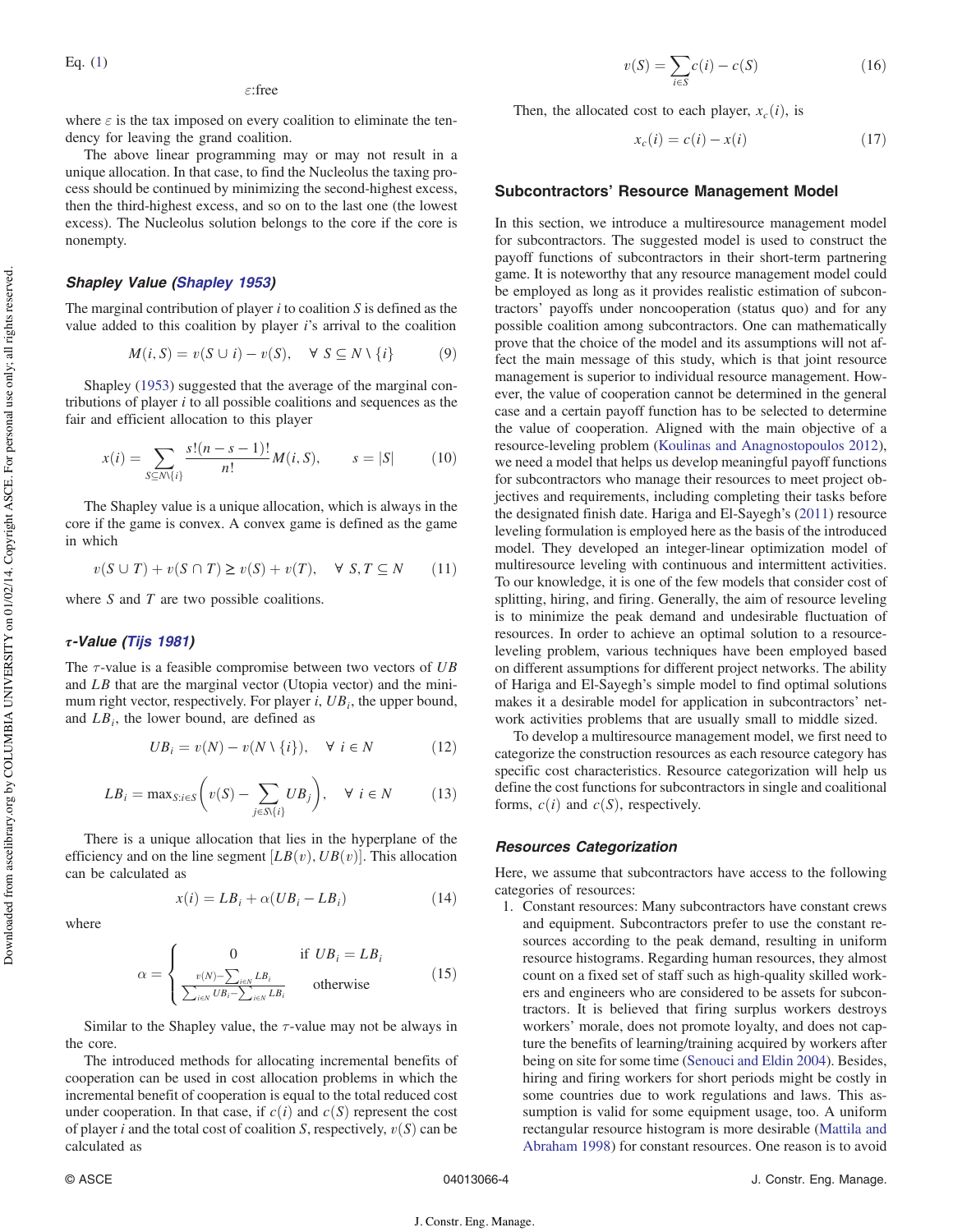Eq. (1)

$$\varepsilon\text{:free}$$

where $\varepsilon$ is the tax imposed on every coalition to eliminate the tendency for leaving the grand coalition.

The above linear programming may or may not result in a unique allocation. In that case, to find the Nucleolus the taxing process should be continued by minimizing the second-highest excess, then the third-highest excess, and so on to the last one (the lowest excess). The Nucleolus solution belongs to the core if the core is nonempty.

### *Shapley Value (Shapley 1953)*

The marginal contribution of player $i$ to coalition $S$ is defined as the value added to this coalition by player $i$'s arrival to the coalition

$$M(i,S) = v(S \cup i) - v(S), \quad \forall\ S \subseteq N \setminus \{i\} \tag{9}$$

Shapley (1953) suggested that the average of the marginal contributions of player $i$ to all possible coalitions and sequences as the fair and efficient allocation to this player

$$x(i) = \sum_{S \subseteq N \setminus \{i\}} \frac{s!(n-s-1)!}{n!} M(i,S), \qquad s = |S| \tag{10}$$

The Shapley value is a unique allocation, which is always in the core if the game is convex. A convex game is defined as the game in which

$$v(S \cup T) + v(S \cap T) \geq v(S) + v(T), \quad \forall\ S, T \subseteq N \tag{11}$$

where $S$ and $T$ are two possible coalitions.

### *τ-Value (Tijs 1981)*

The $\tau$-value is a feasible compromise between two vectors of $UB$ and $LB$ that are the marginal vector (Utopia vector) and the minimum right vector, respectively. For player $i$, $UB_i$, the upper bound, and $LB_i$, the lower bound, are defined as

$$UB_i = v(N) - v(N \setminus \{i\}), \quad \forall\ i \in N \tag{12}$$

$$LB_i = \max_{S: i \in S}\left(v(S) - \sum_{j \in S \setminus \{i\}} UB_j\right), \quad \forall\ i \in N \tag{13}$$

There is a unique allocation that lies in the hyperplane of the efficiency and on the line segment $[LB(v), UB(v)]$. This allocation can be calculated as

$$x(i) = LB_i + \alpha(UB_i - LB_i) \tag{14}$$

where

$$\alpha = \begin{cases} 0 & \text{if } UB_i = LB_i \\ \frac{v(N) - \sum_{i \in N} LB_i}{\sum_{i \in N} UB_i - \sum_{i \in N} LB_i} & \text{otherwise} \end{cases} \tag{15}$$

Similar to the Shapley value, the $\tau$-value may not be always in the core.

The introduced methods for allocating incremental benefits of cooperation can be used in cost allocation problems in which the incremental benefit of cooperation is equal to the total reduced cost under cooperation. In that case, if $c(i)$ and $c(S)$ represent the cost of player $i$ and the total cost of coalition $S$, respectively, $v(S)$ can be calculated as

$$v(S) = \sum_{i \in S} c(i) - c(S) \tag{16}$$

Then, the allocated cost to each player, $x_c(i)$, is

$$x_c(i) = c(i) - x(i) \tag{17}$$

## Subcontractors' Resource Management Model

In this section, we introduce a multiresource management model for subcontractors. The suggested model is used to construct the payoff functions of subcontractors in their short-term partnering game. It is noteworthy that any resource management model could be employed as long as it provides realistic estimation of subcontractors' payoffs under noncooperation (status quo) and for any possible coalition among subcontractors. One can mathematically prove that the choice of the model and its assumptions will not affect the main message of this study, which is that joint resource management is superior to individual resource management. However, the value of cooperation cannot be determined in the general case and a certain payoff function has to be selected to determine the value of cooperation. Aligned with the main objective of a resource-leveling problem (Koulinas and Anagnostopoulos 2012), we need a model that helps us develop meaningful payoff functions for subcontractors who manage their resources to meet project objectives and requirements, including completing their tasks before the designated finish date. Hariga and El-Sayegh's (2011) resource leveling formulation is employed here as the basis of the introduced model. They developed an integer-linear optimization model of multiresource leveling with continuous and intermittent activities. To our knowledge, it is one of the few models that consider cost of splitting, hiring, and firing. Generally, the aim of resource leveling is to minimize the peak demand and undesirable fluctuation of resources. In order to achieve an optimal solution to a resource-leveling problem, various techniques have been employed based on different assumptions for different project networks. The ability of Hariga and El-Sayegh's simple model to find optimal solutions makes it a desirable model for application in subcontractors' network activities problems that are usually small to middle sized.

To develop a multiresource management model, we first need to categorize the construction resources as each resource category has specific cost characteristics. Resource categorization will help us define the cost functions for subcontractors in single and coalitional forms, $c(i)$ and $c(S)$, respectively.

### *Resources Categorization*

Here, we assume that subcontractors have access to the following categories of resources:

1. Constant resources: Many subcontractors have constant crews and equipment. Subcontractors prefer to use the constant resources according to the peak demand, resulting in uniform resource histograms. Regarding human resources, they almost count on a fixed set of staff such as high-quality skilled workers and engineers who are considered to be assets for subcontractors. It is believed that firing surplus workers destroys workers' morale, does not promote loyalty, and does not capture the benefits of learning/training acquired by workers after being on site for some time (Senouci and Eldin 2004). Besides, hiring and firing workers for short periods might be costly in some countries due to work regulations and laws. This assumption is valid for some equipment usage, too. A uniform rectangular resource histogram is more desirable (Mattila and Abraham 1998) for constant resources. One reason is to avoid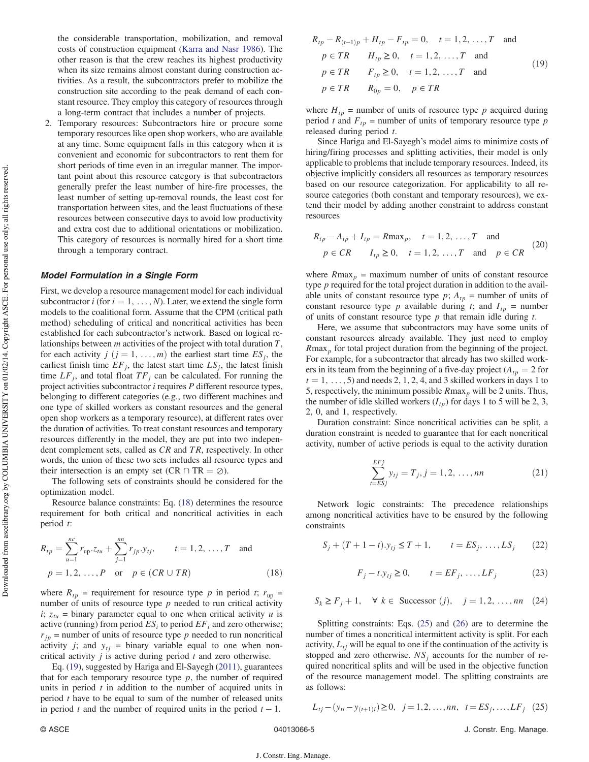the considerable transportation, mobilization, and removal costs of construction equipment (Karra and Nasr 1986). The other reason is that the crew reaches its highest productivity when its size remains almost constant during construction activities. As a result, the subcontractors prefer to mobilize the construction site according to the peak demand of each constant resource. They employ this category of resources through a long-term contract that includes a number of projects.

2. Temporary resources: Subcontractors hire or procure some temporary resources like open shop workers, who are available at any time. Some equipment falls in this category when it is convenient and economic for subcontractors to rent them for short periods of time even in an irregular manner. The important point about this resource category is that subcontractors generally prefer the least number of hire-fire processes, the least number of setting up-removal rounds, the least cost for transportation between sites, and the least fluctuations of these resources between consecutive days to avoid low productivity and extra cost due to additional orientations or mobilization. This category of resources is normally hired for a short time through a temporary contract.

### Model Formulation in a Single Form

First, we develop a resource management model for each individual subcontractor $i$ (for $i = 1, \ldots, N$). Later, we extend the single form models to the coalitional form. Assume that the CPM (critical path method) scheduling of critical and noncritical activities has been established for each subcontractor's network. Based on logical relationships between $m$ activities of the project with total duration $T$, for each activity $j$ ($j = 1, \ldots, m$) the earliest start time $ES_j$, the earliest finish time $EF_j$, the latest start time $LS_j$, the latest finish time $LF_j$, and total float $TF_j$ can be calculated. For running the project activities subcontractor $i$ requires $P$ different resource types, belonging to different categories (e.g., two different machines and one type of skilled workers as constant resources and the general open shop workers as a temporary resource), at different rates over the duration of activities. To treat constant resources and temporary resources differently in the model, they are put into two independent complement sets, called as $CR$ and $TR$, respectively. In other words, the union of these two sets includes all resource types and their intersection is an empty set ($\mathrm{CR} \cap \mathrm{TR} = \emptyset$).

The following sets of constraints should be considered for the optimization model.

Resource balance constraints: Eq. (18) determines the resource requirement for both critical and noncritical activities in each period $t$:

$$R_{tp} = \sum_{u=1}^{nc} r_{up}.z_{tu} + \sum_{j=1}^{nn} r_{jp}.y_{tj}, \qquad t = 1, 2, \ldots, T \quad \text{and}$$
$$p = 1, 2, \ldots, P \quad \text{or} \quad p \in (CR \cup TR) \tag{18}$$

where $R_{tp}$ = requirement for resource type $p$ in period $t$; $r_{up}$ = number of units of resource type $p$ needed to run critical activity $i$; $z_{tu}$ = binary parameter equal to one when critical activity $u$ is active (running) from period $ES_i$ to period $EF_i$ and zero otherwise; $r_{jp}$ = number of units of resource type $p$ needed to run noncritical activity $j$; and $y_{tj}$ = binary variable equal to one when noncritical activity $j$ is active during period $t$ and zero otherwise.

Eq. (19), suggested by Hariga and El-Sayegh (2011), guarantees that for each temporary resource type $p$, the number of required units in period $t$ in addition to the number of acquired units in period $t$ have to be equal to sum of the number of released units in period $t$ and the number of required units in the period $t-1$.

$$\begin{aligned}
&R_{tp} - R_{(t-1)p} + H_{tp} - F_{tp} = 0, \quad t = 1, 2, \ldots, T \quad \text{and} \\
&p \in TR \qquad H_{tp} \geq 0, \quad t = 1, 2, \ldots, T \quad \text{and} \\
&p \in TR \qquad F_{tp} \geq 0, \quad t = 1, 2, \ldots, T \quad \text{and} \\
&p \in TR \qquad R_{0p} = 0, \quad p \in TR
\end{aligned} \tag{19}$$

where $H_{tp}$ = number of units of resource type $p$ acquired during period $t$ and $F_{tp}$ = number of units of temporary resource type $p$ released during period $t$.

Since Hariga and El-Sayegh's model aims to minimize costs of hiring/firing processes and splitting activities, their model is only applicable to problems that include temporary resources. Indeed, its objective implicitly considers all resources as temporary resources based on our resource categorization. For applicability to all resource categories (both constant and temporary resources), we extend their model by adding another constraint to address constant resources

$$\begin{aligned}
&R_{tp} - A_{tp} + I_{tp} = R\max_p, \quad t = 1, 2, \ldots, T \quad \text{and} \\
&p \in CR \qquad I_{tp} \geq 0, \quad t = 1, 2, \ldots, T \quad \text{and} \quad p \in CR
\end{aligned} \tag{20}$$

where $R\max_p$ = maximum number of units of constant resource type $p$ required for the total project duration in addition to the available units of constant resource type $p$; $A_{tp}$ = number of units of constant resource type $p$ available during $t$; and $I_{tp}$ = number of units of constant resource type $p$ that remain idle during $t$.

Here, we assume that subcontractors may have some units of constant resources already available. They just need to employ $R\max_p$ for total project duration from the beginning of the project. For example, for a subcontractor that already has two skilled workers in its team from the beginning of a five-day project ($A_{tp} = 2$ for $t = 1, \ldots, 5$) and needs 2, 1, 2, 4, and 3 skilled workers in days 1 to 5, respectively, the minimum possible $R\max_p$ will be 2 units. Thus, the number of idle skilled workers ($I_{tp}$) for days 1 to 5 will be 2, 3, 2, 0, and 1, respectively.

Duration constraint: Since noncritical activities can be split, a duration constraint is needed to guarantee that for each noncritical activity, number of active periods is equal to the activity duration

$$\sum_{t=ESj}^{EFj} y_{tj} = T_j, j = 1, 2, \ldots, nn \tag{21}$$

Network logic constraints: The precedence relationships among noncritical activities have to be ensured by the following constraints

$$S_j + (T + 1 - t).y_{tj} \leq T + 1, \qquad t = ES_j, \ldots, LS_j \tag{22}$$

$$F_j - t.y_{tj} \geq 0, \qquad t = EF_j, \ldots, LF_j \tag{23}$$

$$S_k \geq F_j + 1, \quad \forall\, k \in \text{ Successor } (j), \quad j = 1, 2, \ldots, nn \tag{24}$$

Splitting constraints: Eqs. (25) and (26) are to determine the number of times a noncritical intermittent activity is split. For each activity, $L_{tj}$ will be equal to one if the continuation of the activity is stopped and zero otherwise. $NS_j$ accounts for the number of required noncritical splits and will be used in the objective function of the resource management model. The splitting constraints are as follows:

$$L_{tj} - (y_{ti} - y_{(t+1)i}) \geq 0, \quad j = 1, 2, \ldots, nn, \quad t = ES_j, \ldots, LF_j \tag{25}$$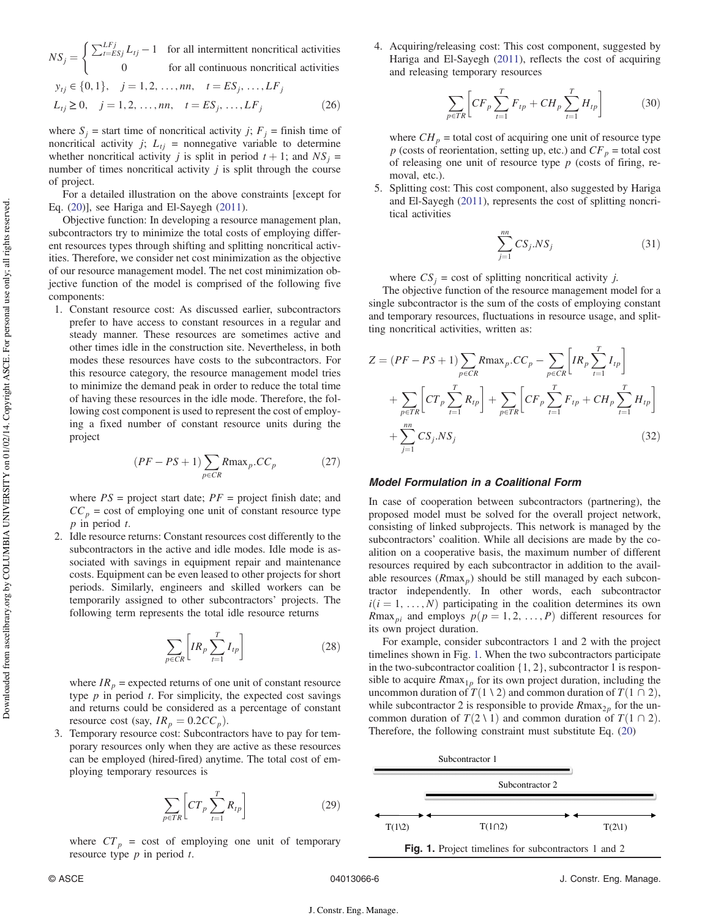$$NS_j = \begin{cases} \sum_{t=ES_j}^{LF_j} L_{tj} - 1 & \text{for all intermittent noncritical activities} \\ 0 & \text{for all continuous noncritical activities} \end{cases}$$

$$y_{tj} \in \{0,1\}, \quad j = 1,2,\ldots,nn, \quad t = ES_j,\ldots,LF_j$$

$$L_{tj} \geq 0, \quad j = 1,2,\ldots,nn, \quad t = ES_j,\ldots,LF_j \tag{26}$$

where $S_j$ = start time of noncritical activity $j$; $F_j$ = finish time of noncritical activity $j$; $L_{tj}$ = nonnegative variable to determine whether noncritical activity $j$ is split in period $t+1$; and $NS_j$ = number of times noncritical activity $j$ is split through the course of project.

For a detailed illustration on the above constraints [except for Eq. (20)], see Hariga and El-Sayegh (2011).

Objective function: In developing a resource management plan, subcontractors try to minimize the total costs of employing different resources types through shifting and splitting noncritical activities. Therefore, we consider net cost minimization as the objective of our resource management model. The net cost minimization objective function of the model is comprised of the following five components:

1. Constant resource cost: As discussed earlier, subcontractors prefer to have access to constant resources in a regular and steady manner. These resources are sometimes active and other times idle in the construction site. Nevertheless, in both modes these resources have costs to the subcontractors. For this resource category, the resource management model tries to minimize the demand peak in order to reduce the total time of having these resources in the idle mode. Therefore, the following cost component is used to represent the cost of employing a fixed number of constant resource units during the project

$$(PF - PS + 1)\sum_{p\in CR} R\max_p . CC_p \tag{27}$$

where $PS$ = project start date; $PF$ = project finish date; and $CC_p$ = cost of employing one unit of constant resource type $p$ in period $t$.

2. Idle resource returns: Constant resources cost differently to the subcontractors in the active and idle modes. Idle mode is associated with savings in equipment repair and maintenance costs. Equipment can be even leased to other projects for short periods. Similarly, engineers and skilled workers can be temporarily assigned to other subcontractors' projects. The following term represents the total idle resource returns

$$\sum_{p\in CR}\left[IR_p \sum_{t=1}^{T} I_{tp}\right] \tag{28}$$

where $IR_p$ = expected returns of one unit of constant resource type $p$ in period $t$. For simplicity, the expected cost savings and returns could be considered as a percentage of constant resource cost (say, $IR_p = 0.2CC_p$).

3. Temporary resource cost: Subcontractors have to pay for temporary resources only when they are active as these resources can be employed (hired-fired) anytime. The total cost of employing temporary resources is

$$\sum_{p\in TR}\left[CT_p \sum_{t=1}^{T} R_{tp}\right] \tag{29}$$

where $CT_p$ = cost of employing one unit of temporary resource type $p$ in period $t$.

4. Acquiring/releasing cost: This cost component, suggested by Hariga and El-Sayegh (2011), reflects the cost of acquiring and releasing temporary resources

$$\sum_{p\in TR}\left[CF_p \sum_{t=1}^{T} F_{tp} + CH_p \sum_{t=1}^{T} H_{tp}\right] \tag{30}$$

where $CH_p$ = total cost of acquiring one unit of resource type $p$ (costs of reorientation, setting up, etc.) and $CF_p$ = total cost of releasing one unit of resource type $p$ (costs of firing, removal, etc.).

5. Splitting cost: This cost component, also suggested by Hariga and El-Sayegh (2011), represents the cost of splitting noncritical activities

$$\sum_{j=1}^{nn} CS_j . NS_j \tag{31}$$

where $CS_j$ = cost of splitting noncritical activity $j$.

The objective function of the resource management model for a single subcontractor is the sum of the costs of employing constant and temporary resources, fluctuations in resource usage, and splitting noncritical activities, written as:

$$\begin{aligned} Z = {} & (PF - PS + 1)\sum_{p\in CR} R\max_p . CC_p - \sum_{p\in CR}\left[IR_p \sum_{t=1}^{T} I_{tp}\right] \\ & + \sum_{p\in TR}\left[CT_p \sum_{t=1}^{T} R_{tp}\right] + \sum_{p\in TR}\left[CF_p \sum_{t=1}^{T} F_{tp} + CH_p \sum_{t=1}^{T} H_{tp}\right] \\ & + \sum_{j=1}^{nn} CS_j . NS_j \end{aligned} \tag{32}$$

### Model Formulation in a Coalitional Form

In case of cooperation between subcontractors (partnering), the proposed model must be solved for the overall project network, consisting of linked subprojects. This network is managed by the subcontractors' coalition. While all decisions are made by the coalition on a cooperative basis, the maximum number of different resources required by each subcontractor in addition to the available resources ($R\max_p$) should be still managed by each subcontractor independently. In other words, each subcontractor $i(i = 1,\ldots,N)$ participating in the coalition determines its own $R\max_{pi}$ and employs $p(p = 1,2,\ldots,P)$ different resources for its own project duration.

For example, consider subcontractors 1 and 2 with the project timelines shown in Fig. 1. When the two subcontractors participate in the two-subcontractor coalition $\{1,2\}$, subcontractor 1 is responsible to acquire $R\max_{1p}$ for its own project duration, including the uncommon duration of $T(1\setminus 2)$ and common duration of $T(1\cap 2)$, while subcontractor 2 is responsible to provide $R\max_{2p}$ for the uncommon duration of $T(2\setminus 1)$ and common duration of $T(1\cap 2)$. Therefore, the following constraint must substitute Eq. (20)

Subcontractor 1

Subcontractor 2

$T(1\setminus 2)$ $T(1\cap 2)$ $T(2\setminus 1)$

**Fig. 1.** Project timelines for subcontractors 1 and 2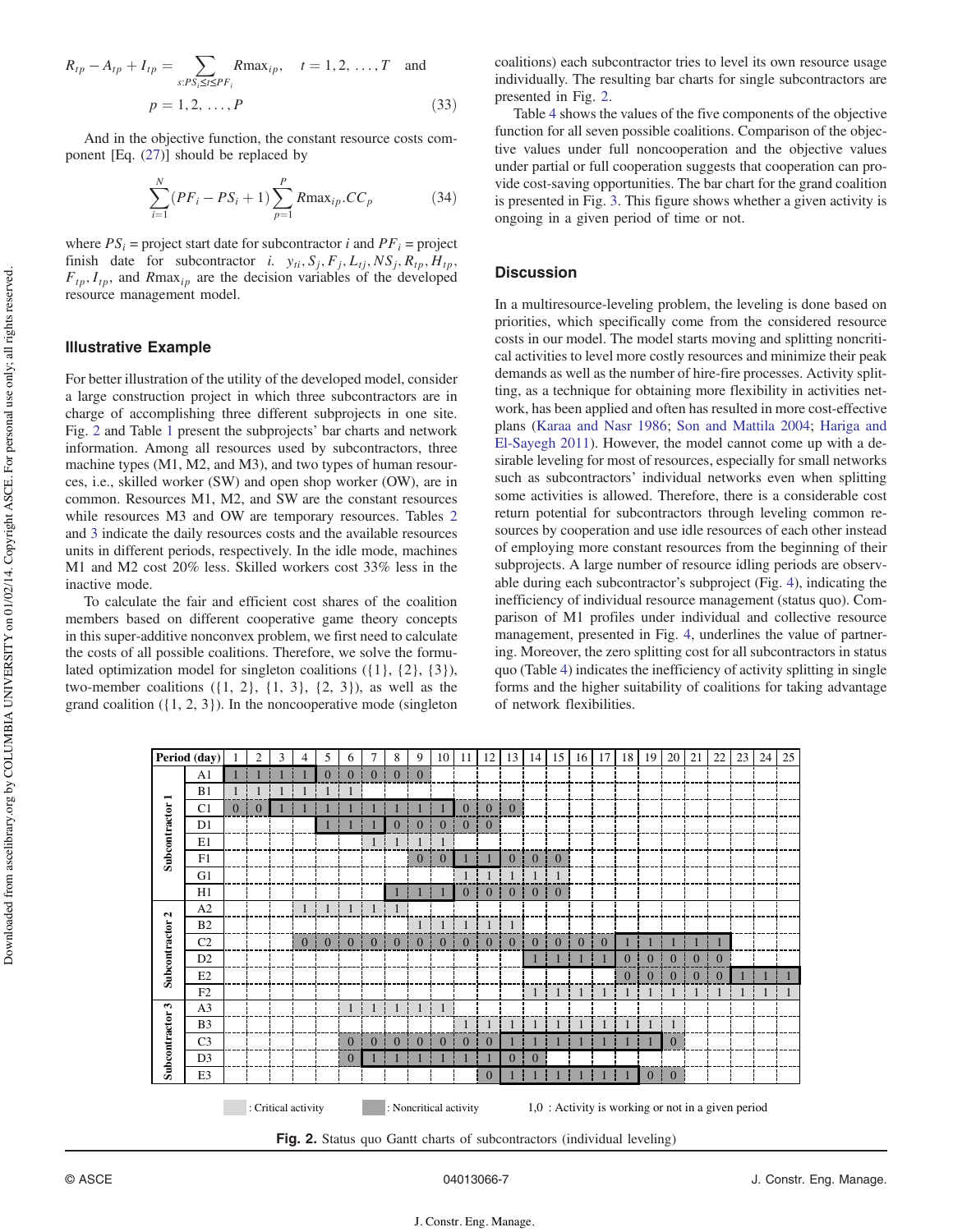$$R_{tp} - A_{tp} + I_{tp} = \sum_{s:PS_i \le t \le PF_i} R\max_{ip}, \quad t = 1, 2, \ldots, T \quad \text{and}$$

$$p = 1, 2, \ldots, P \tag{33}$$

And in the objective function, the constant resource costs component [Eq. (27)] should be replaced by

$$\sum_{i=1}^{N} (PF_i - PS_i + 1) \sum_{p=1}^{P} R\max_{ip} . CC_p \tag{34}$$

where $PS_i$ = project start date for subcontractor $i$ and $PF_i$ = project finish date for subcontractor $i$. $y_{ti}, S_j, F_j, L_{tj}, NS_j, R_{tp}, H_{tp}, F_{tp}, I_{tp}$, and $R\max_{ip}$ are the decision variables of the developed resource management model.

## Illustrative Example

For better illustration of the utility of the developed model, consider a large construction project in which three subcontractors are in charge of accomplishing three different subprojects in one site. Fig. 2 and Table 1 present the subprojects' bar charts and network information. Among all resources used by subcontractors, three machine types (M1, M2, and M3), and two types of human resources, i.e., skilled worker (SW) and open shop worker (OW), are in common. Resources M1, M2, and SW are the constant resources while resources M3 and OW are temporary resources. Tables 2 and 3 indicate the daily resources costs and the available resources units in different periods, respectively. In the idle mode, machines M1 and M2 cost 20% less. Skilled workers cost 33% less in the inactive mode.

To calculate the fair and efficient cost shares of the coalition members based on different cooperative game theory concepts in this super-additive nonconvex problem, we first need to calculate the costs of all possible coalitions. Therefore, we solve the formulated optimization model for singleton coalitions ({1}, {2}, {3}), two-member coalitions ({1, 2}, {1, 3}, {2, 3}), as well as the grand coalition ({1, 2, 3}). In the noncooperative mode (singleton coalitions) each subcontractor tries to level its own resource usage individually. The resulting bar charts for single subcontractors are presented in Fig. 2.

Table 4 shows the values of the five components of the objective function for all seven possible coalitions. Comparison of the objective values under full noncooperation and the objective values under partial or full cooperation suggests that cooperation can provide cost-saving opportunities. The bar chart for the grand coalition is presented in Fig. 3. This figure shows whether a given activity is ongoing in a given period of time or not.

## Discussion

In a multiresource-leveling problem, the leveling is done based on priorities, which specifically come from the considered resource costs in our model. The model starts moving and splitting noncritical activities to level more costly resources and minimize their peak demands as well as the number of hire-fire processes. Activity splitting, as a technique for obtaining more flexibility in activities network, has been applied and often has resulted in more cost-effective plans (Karaa and Nasr 1986; Son and Mattila 2004; Hariga and El-Sayegh 2011). However, the model cannot come up with a desirable leveling for most of resources, especially for small networks such as subcontractors' individual networks even when splitting some activities is allowed. Therefore, there is a considerable cost return potential for subcontractors through leveling common resources by cooperation and use idle resources of each other instead of employing more constant resources from the beginning of their subprojects. A large number of resource idling periods are observable during each subcontractor's subproject (Fig. 4), indicating the inefficiency of individual resource management (status quo). Comparison of M1 profiles under individual and collective resource management, presented in Fig. 4, underlines the value of partnering. Moreover, the zero splitting cost for all subcontractors in status quo (Table 4) indicates the inefficiency of activity splitting in single forms and the higher suitability of coalitions for taking advantage of network flexibilities.

| Period (day) | | 1 | 2 | 3 | 4 | 5 | 6 | 7 | 8 | 9 | 10 | 11 | 12 | 13 | 14 | 15 | 16 | 17 | 18 | 19 | 20 | 21 | 22 | 23 | 24 | 25 |
|---|---|---|---|---|---|---|---|---|---|---|---|---|---|---|---|---|---|---|---|---|---|---|---|---|---|---|
| Subcontractor 1 | A1 | 1 | 1 | 1 | 1 | 0 | 0 | 0 | 0 | 0 | | | | | | | | | | | | | | | | |
| | B1 | 1 | 1 | 1 | 1 | 1 | 1 | | | | | | | | | | | | | | | | | | | |
| | C1 | 0 | 0 | 1 | 1 | 1 | 1 | 1 | 1 | 1 | 1 | 0 | 0 | 0 | | | | | | | | | | | | |
| | D1 | | | | | 1 | 1 | 1 | 0 | 0 | 0 | 0 | 0 | | | | | | | | | | | | | |
| | E1 | | | | | | | 1 | 1 | 1 | 1 | | | | | | | | | | | | | | | |
| | F1 | | | | | | | | | 0 | 0 | 1 | 1 | 0 | 0 | 0 | | | | | | | | | | |
| | G1 | | | | | | | | | | | 1 | 1 | 1 | 1 | 1 | | | | | | | | | | |
| | H1 | | | | | | | | 1 | 1 | 1 | 0 | 0 | 0 | 0 | 0 | | | | | | | | | | |
| Subcontractor 2 | A2 | | | | 1 | 1 | 1 | 1 | 1 | | | | | | | | | | | | | | | | | |
| | B2 | | | | | | | | | 1 | 1 | 1 | 1 | 1 | | | | | | | | | | | | |
| | C2 | | | | 0 | 0 | 0 | 0 | 0 | 0 | 0 | 0 | 0 | 0 | 0 | 0 | 0 | 0 | 1 | 1 | 1 | 1 | 1 | | | |
| | D2 | | | | | | | | | | | | | | 1 | 1 | 1 | 1 | 0 | 0 | 0 | 0 | 0 | | | |
| | E2 | | | | | | | | | | | | | | | | | | 0 | 0 | 0 | 0 | 0 | 1 | 1 | 1 |
| | F2 | | | | | | | | | | | | | | 1 | 1 | 1 | 1 | 1 | 1 | 1 | 1 | 1 | 1 | 1 | 1 |
| Subcontractor 3 | A3 | | | | | | 1 | 1 | 1 | 1 | 1 | | | | | | | | | | | | | | | |
| | B3 | | | | | | | | | | | 1 | 1 | 1 | 1 | 1 | 1 | 1 | 1 | 1 | 1 | | | | | |
| | C3 | | | | | | 0 | 0 | 0 | 0 | 0 | 0 | 0 | 1 | 1 | 1 | 1 | 1 | 1 | 1 | 0 | | | | | |
| | D3 | | | | | | 0 | 1 | 1 | 1 | 1 | 1 | 1 | 0 | 0 | | | | | | | | | | | |
| | E3 | | | | | | | | | | | | 0 | 1 | 1 | 1 | 1 | 1 | 1 | 0 | 0 | | | | | |

: Critical activity   : Noncritical activity   1,0 : Activity is working or not in a given period

**Fig. 2.** Status quo Gantt charts of subcontractors (individual leveling)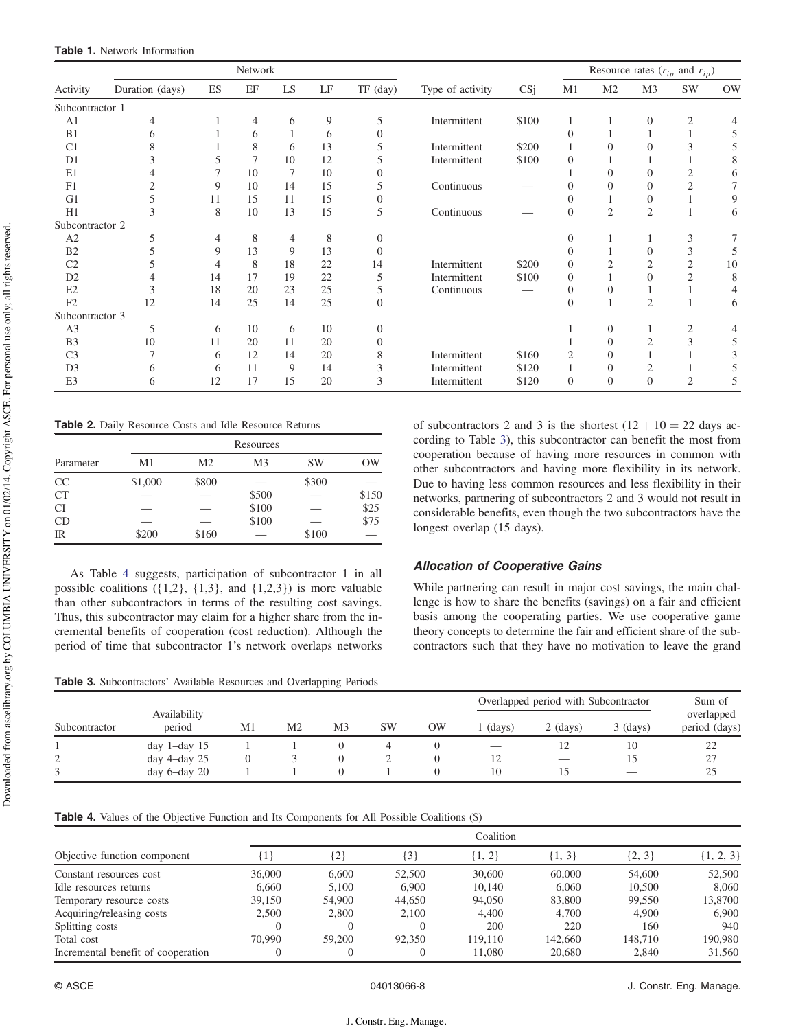**Table 1.** Network Information

| Activity | Network | | | | | | Type of activity | CSj | Resource rates ($r_{ip}$ and $r_{ip}$) | | | | |
|---|---|---|---|---|---|---|---|---|---|---|---|---|---|
| | Duration (days) | ES | EF | LS | LF | TF (day) | | | M1 | M2 | M3 | SW | OW |
| Subcontractor 1 | | | | | | | | | | | | | |
| A1 | 4 | 1 | 4 | 6 | 9 | 5 | Intermittent | \$100 | 1 | 1 | 0 | 2 | 4 |
| B1 | 6 | 1 | 6 | 1 | 6 | 0 | | | 0 | 1 | 1 | 1 | 5 |
| C1 | 8 | 1 | 8 | 6 | 13 | 5 | Intermittent | \$200 | 1 | 0 | 0 | 3 | 5 |
| D1 | 3 | 5 | 7 | 10 | 12 | 5 | Intermittent | \$100 | 0 | 1 | 1 | 1 | 8 |
| E1 | 4 | 7 | 10 | 7 | 10 | 0 | | | 1 | 0 | 0 | 2 | 6 |
| F1 | 2 | 9 | 10 | 14 | 15 | 5 | Continuous | — | 0 | 0 | 0 | 2 | 7 |
| G1 | 5 | 11 | 15 | 11 | 15 | 0 | | | 0 | 1 | 0 | 1 | 9 |
| H1 | 3 | 8 | 10 | 13 | 15 | 5 | Continuous | — | 0 | 2 | 2 | 1 | 6 |
| Subcontractor 2 | | | | | | | | | | | | | |
| A2 | 5 | 4 | 8 | 4 | 8 | 0 | | | 0 | 1 | 1 | 3 | 7 |
| B2 | 5 | 9 | 13 | 9 | 13 | 0 | | | 0 | 1 | 0 | 3 | 5 |
| C2 | 5 | 4 | 8 | 18 | 22 | 14 | Intermittent | \$200 | 0 | 2 | 2 | 2 | 10 |
| D2 | 4 | 14 | 17 | 19 | 22 | 5 | Intermittent | \$100 | 0 | 1 | 0 | 2 | 8 |
| E2 | 3 | 18 | 20 | 23 | 25 | 5 | Continuous | — | 0 | 0 | 1 | 1 | 4 |
| F2 | 12 | 14 | 25 | 14 | 25 | 0 | | | 0 | 1 | 2 | 1 | 6 |
| Subcontractor 3 | | | | | | | | | | | | | |
| A3 | 5 | 6 | 10 | 6 | 10 | 0 | | | 1 | 0 | 1 | 2 | 4 |
| B3 | 10 | 11 | 20 | 11 | 20 | 0 | | | 1 | 0 | 2 | 3 | 5 |
| C3 | 7 | 6 | 12 | 14 | 20 | 8 | Intermittent | \$160 | 2 | 0 | 1 | 1 | 3 |
| D3 | 6 | 6 | 11 | 9 | 14 | 3 | Intermittent | \$120 | 1 | 0 | 2 | 1 | 5 |
| E3 | 6 | 12 | 17 | 15 | 20 | 3 | Intermittent | \$120 | 0 | 0 | 0 | 2 | 5 |

**Table 2.** Daily Resource Costs and Idle Resource Returns

| Parameter | Resources | | | | |
|---|---|---|---|---|---|
| | M1 | M2 | M3 | SW | OW |
| CC | \$1,000 | \$800 | — | \$300 | — |
| CT | — | — | \$500 | — | \$150 |
| CI | — | — | \$100 | — | \$25 |
| CD | — | — | \$100 | — | \$75 |
| IR | \$200 | \$160 | — | \$100 | — |

As Table 4 suggests, participation of subcontractor 1 in all possible coalitions ({1,2}, {1,3}, and {1,2,3}) is more valuable than other subcontractors in terms of the resulting cost savings. Thus, this subcontractor may claim for a higher share from the incremental benefits of cooperation (cost reduction). Although the period of time that subcontractor 1's network overlaps networks of subcontractors 2 and 3 is the shortest ($12 + 10 = 22$ days according to Table 3), this subcontractor can benefit the most from cooperation because of having more resources in common with other subcontractors and having more flexibility in its network. Due to having less common resources and less flexibility in their networks, partnering of subcontractors 2 and 3 would not result in considerable benefits, even though the two subcontractors have the longest overlap (15 days).

### Allocation of Cooperative Gains

While partnering can result in major cost savings, the main challenge is how to share the benefits (savings) on a fair and efficient basis among the cooperating parties. We use cooperative game theory concepts to determine the fair and efficient share of the subcontractors such that they have no motivation to leave the grand

**Table 3.** Subcontractors' Available Resources and Overlapping Periods

| Subcontractor | Availability period | M1 | M2 | M3 | SW | OW | Overlapped period with Subcontractor | | | Sum of overlapped period (days) |
|---|---|---|---|---|---|---|---|---|---|---|
| | | | | | | | 1 (days) | 2 (days) | 3 (days) | |
| 1 | day 1–day 15 | 1 | 1 | 0 | 4 | 0 | — | 12 | 10 | 22 |
| 2 | day 4–day 25 | 0 | 3 | 0 | 2 | 0 | 12 | — | 15 | 27 |
| 3 | day 6–day 20 | 1 | 1 | 0 | 1 | 0 | 10 | 15 | — | 25 |

**Table 4.** Values of the Objective Function and Its Components for All Possible Coalitions (\$)

| Objective function component | Coalition | | | | | | |
|---|---|---|---|---|---|---|---|
| | {1} | {2} | {3} | {1, 2} | {1, 3} | {2, 3} | {1, 2, 3} |
| Constant resources cost | 36,000 | 6,600 | 52,500 | 30,600 | 60,000 | 54,600 | 52,500 |
| Idle resources returns | 6,660 | 5,100 | 6,900 | 10,140 | 6,060 | 10,500 | 8,060 |
| Temporary resource costs | 39,150 | 54,900 | 44,650 | 94,050 | 83,800 | 99,550 | 13,8700 |
| Acquiring/releasing costs | 2,500 | 2,800 | 2,100 | 4,400 | 4,700 | 4,900 | 6,900 |
| Splitting costs | 0 | 0 | 0 | 200 | 220 | 160 | 940 |
| Total cost | 70,990 | 59,200 | 92,350 | 119,110 | 142,660 | 148,710 | 190,980 |
| Incremental benefit of cooperation | 0 | 0 | 0 | 11,080 | 20,680 | 2,840 | 31,560 |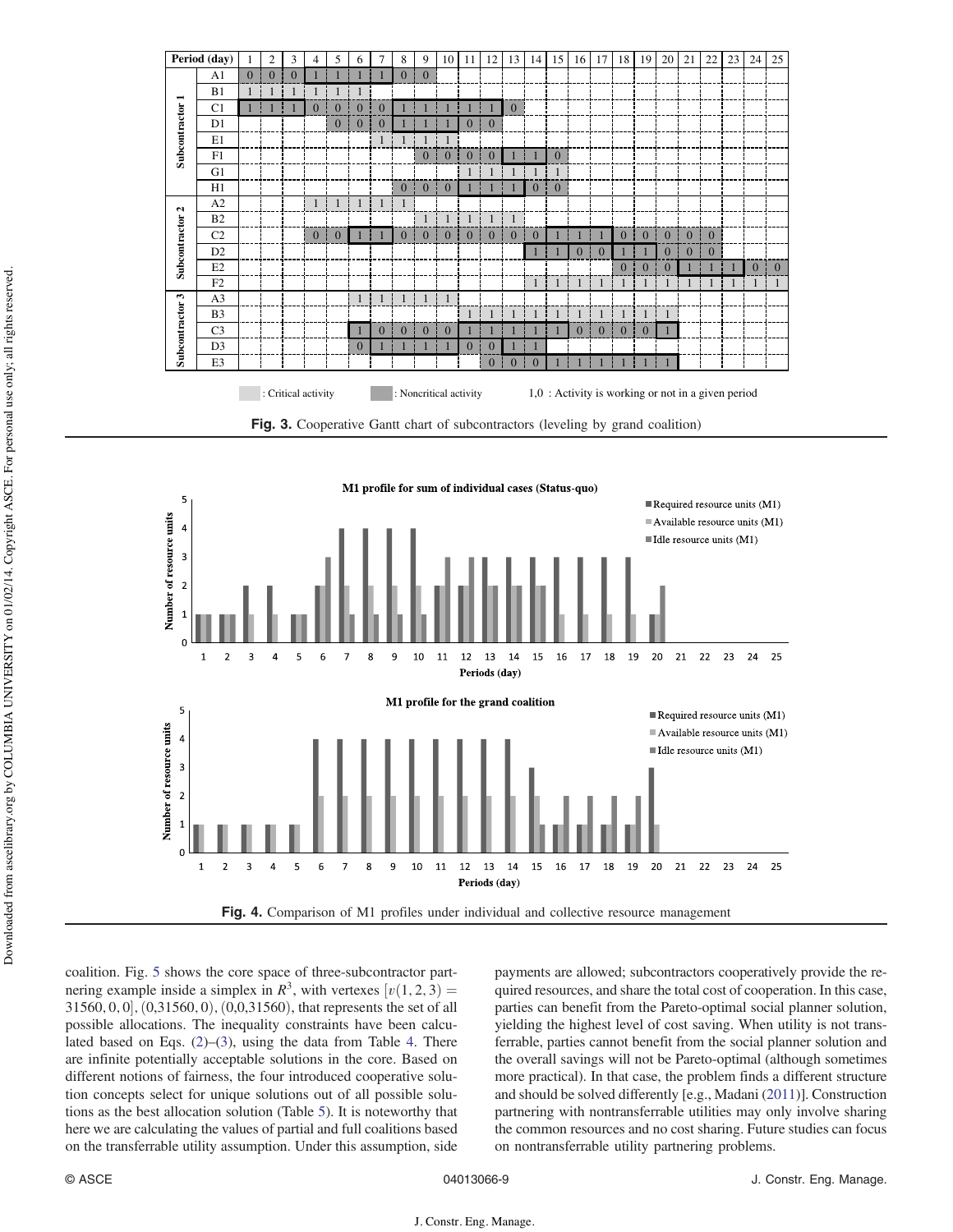Fig. 3. Cooperative Gantt chart of subcontractors (leveling by grand coalition)

Fig. 4. Comparison of M1 profiles under individual and collective resource management

coalition. Fig. 5 shows the core space of three-subcontractor partnering example inside a simplex in $R^3$, with vertexes $[v(1,2,3) = 31560, 0, 0], (0, 31560, 0), (0, 0, 31560)$, that represents the set of all possible allocations. The inequality constraints have been calculated based on Eqs. (2)–(3), using the data from Table 4. There are infinite potentially acceptable solutions in the core. Based on different notions of fairness, the four introduced cooperative solution concepts select for unique solutions out of all possible solutions as the best allocation solution (Table 5). It is noteworthy that here we are calculating the values of partial and full coalitions based on the transferrable utility assumption. Under this assumption, side payments are allowed; subcontractors cooperatively provide the required resources, and share the total cost of cooperation. In this case, parties can benefit from the Pareto-optimal social planner solution, yielding the highest level of cost saving. When utility is not transferrable, parties cannot benefit from the social planner solution and the overall savings will not be Pareto-optimal (although sometimes more practical). In that case, the problem finds a different structure and should be solved differently [e.g., Madani (2011)]. Construction partnering with nontransferrable utilities may only involve sharing the common resources and no cost sharing. Future studies can focus on nontransferrable utility partnering problems.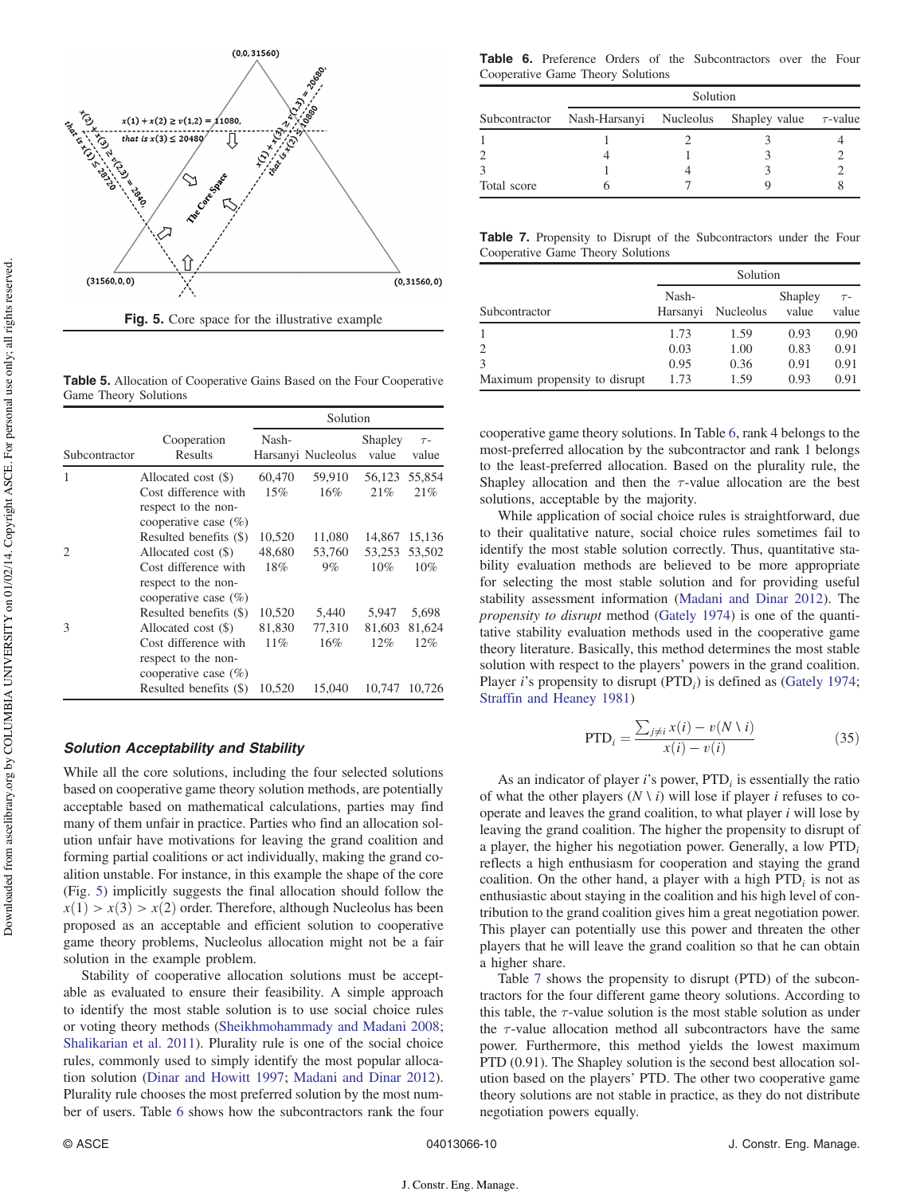Fig. 5. Core space for the illustrative example

**Table 5.** Allocation of Cooperative Gains Based on the Four Cooperative Game Theory Solutions

| Subcontractor | Cooperation Results | Solution | | | |
|---|---|---|---|---|---|
| | | Nash-Harsanyi | Nucleolus | Shapley value | $\tau$-value |
| 1 | Allocated cost ($) | 60,470 | 59,910 | 56,123 | 55,854 |
| | Cost difference with respect to the non-cooperative case (%) | 15% | 16% | 21% | 21% |
| | Resulted benefits ($) | 10,520 | 11,080 | 14,867 | 15,136 |
| 2 | Allocated cost ($) | 48,680 | 53,760 | 53,253 | 53,502 |
| | Cost difference with respect to the non-cooperative case (%) | 18% | 9% | 10% | 10% |
| | Resulted benefits ($) | 10,520 | 5,440 | 5,947 | 5,698 |
| 3 | Allocated cost ($) | 81,830 | 77,310 | 81,603 | 81,624 |
| | Cost difference with respect to the non-cooperative case (%) | 11% | 16% | 12% | 12% |
| | Resulted benefits ($) | 10,520 | 15,040 | 10,747 | 10,726 |

### Solution Acceptability and Stability

While all the core solutions, including the four selected solutions based on cooperative game theory solution methods, are potentially acceptable based on mathematical calculations, parties may find many of them unfair in practice. Parties who find an allocation solution unfair have motivations for leaving the grand coalition and forming partial coalitions or act individually, making the grand coalition unstable. For instance, in this example the shape of the core (Fig. 5) implicitly suggests the final allocation should follow the $x(1) > x(3) > x(2)$ order. Therefore, although Nucleolus has been proposed as an acceptable and efficient solution to cooperative game theory problems, Nucleolus allocation might not be a fair solution in the example problem.

Stability of cooperative allocation solutions must be acceptable as evaluated to ensure their feasibility. A simple approach to identify the most stable solution is to use social choice rules or voting theory methods (Sheikhmohammady and Madani 2008; Shalikarian et al. 2011). Plurality rule is one of the social choice rules, commonly used to simply identify the most popular allocation solution (Dinar and Howitt 1997; Madani and Dinar 2012). Plurality rule chooses the most preferred solution by the most number of users. Table 6 shows how the subcontractors rank the four cooperative game theory solutions. In Table 6, rank 4 belongs to the most-preferred allocation by the subcontractor and rank 1 belongs to the least-preferred allocation. Based on the plurality rule, the Shapley allocation and then the $\tau$-value allocation are the best solutions, acceptable by the majority.

**Table 6.** Preference Orders of the Subcontractors over the Four Cooperative Game Theory Solutions

| Subcontractor | Solution | | | |
|---|---|---|---|---|
| | Nash-Harsanyi | Nucleolus | Shapley value | $\tau$-value |
| 1 | 1 | 2 | 3 | 4 |
| 2 | 4 | 1 | 3 | 2 |
| 3 | 1 | 4 | 3 | 2 |
| Total score | 6 | 7 | 9 | 8 |

**Table 7.** Propensity to Disrupt of the Subcontractors under the Four Cooperative Game Theory Solutions

| Subcontractor | Solution | | | |
|---|---|---|---|---|
| | Nash-Harsanyi | Nucleolus | Shapley value | $\tau$-value |
| 1 | 1.73 | 1.59 | 0.93 | 0.90 |
| 2 | 0.03 | 1.00 | 0.83 | 0.91 |
| 3 | 0.95 | 0.36 | 0.91 | 0.91 |
| Maximum propensity to disrupt | 1.73 | 1.59 | 0.93 | 0.91 |

While application of social choice rules is straightforward, due to their qualitative nature, social choice rules sometimes fail to identify the most stable solution correctly. Thus, quantitative stability evaluation methods are believed to be more appropriate for selecting the most stable solution and for providing useful stability assessment information (Madani and Dinar 2012). The *propensity to disrupt* method (Gately 1974) is one of the quantitative stability evaluation methods used in the cooperative game theory literature. Basically, this method determines the most stable solution with respect to the players' powers in the grand coalition. Player $i$'s propensity to disrupt ($PTD_i$) is defined as (Gately 1974; Straffin and Heaney 1981)

$$PTD_i = \frac{\sum_{j \neq i} x(i) - v(N \setminus i)}{x(i) - v(i)} \tag{35}$$

As an indicator of player $i$'s power, $PTD_i$ is essentially the ratio of what the other players ($N \setminus i$) will lose if player $i$ refuses to cooperate and leaves the grand coalition, to what player $i$ will lose by leaving the grand coalition. The higher the propensity to disrupt of a player, the higher his negotiation power. Generally, a low $PTD_i$ reflects a high enthusiasm for cooperation and staying the grand coalition. On the other hand, a player with a high $PTD_i$ is not as enthusiastic about staying in the coalition and his high level of contribution to the grand coalition gives him a great negotiation power. This player can potentially use this power and threaten the other players that he will leave the grand coalition so that he can obtain a higher share.

Table 7 shows the propensity to disrupt (PTD) of the subcontractors for the four different game theory solutions. According to this table, the $\tau$-value solution is the most stable solution as under the $\tau$-value allocation method all subcontractors have the same power. Furthermore, this method yields the lowest maximum PTD (0.91). The Shapley solution is the second best allocation solution based on the players' PTD. The other two cooperative game theory solutions are not stable in practice, as they do not distribute negotiation powers equally.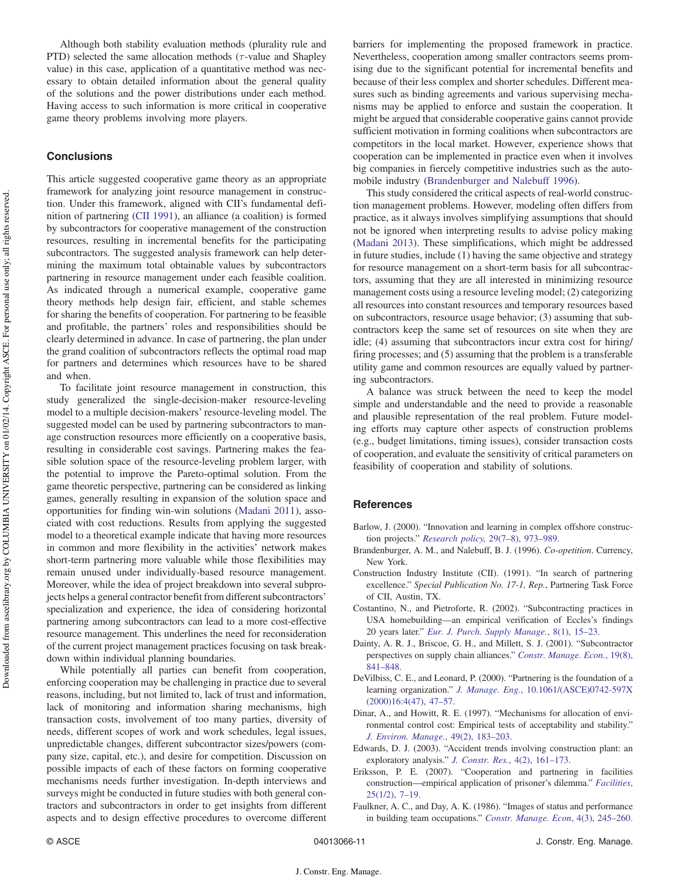Although both stability evaluation methods (plurality rule and PTD) selected the same allocation methods ($\tau$-value and Shapley value) in this case, application of a quantitative method was necessary to obtain detailed information about the general quality of the solutions and the power distributions under each method. Having access to such information is more critical in cooperative game theory problems involving more players.

## Conclusions

This article suggested cooperative game theory as an appropriate framework for analyzing joint resource management in construction. Under this framework, aligned with CII's fundamental definition of partnering (CII 1991), an alliance (a coalition) is formed by subcontractors for cooperative management of the construction resources, resulting in incremental benefits for the participating subcontractors. The suggested analysis framework can help determining the maximum total obtainable values by subcontractors partnering in resource management under each feasible coalition. As indicated through a numerical example, cooperative game theory methods help design fair, efficient, and stable schemes for sharing the benefits of cooperation. For partnering to be feasible and profitable, the partners' roles and responsibilities should be clearly determined in advance. In case of partnering, the plan under the grand coalition of subcontractors reflects the optimal road map for partners and determines which resources have to be shared and when.

To facilitate joint resource management in construction, this study generalized the single-decision-maker resource-leveling model to a multiple decision-makers' resource-leveling model. The suggested model can be used by partnering subcontractors to manage construction resources more efficiently on a cooperative basis, resulting in considerable cost savings. Partnering makes the feasible solution space of the resource-leveling problem larger, with the potential to improve the Pareto-optimal solution. From the game theoretic perspective, partnering can be considered as linking games, generally resulting in expansion of the solution space and opportunities for finding win-win solutions (Madani 2011), associated with cost reductions. Results from applying the suggested model to a theoretical example indicate that having more resources in common and more flexibility in the activities' network makes short-term partnering more valuable while those flexibilities may remain unused under individually-based resource management. Moreover, while the idea of project breakdown into several subprojects helps a general contractor benefit from different subcontractors' specialization and experience, the idea of considering horizontal partnering among subcontractors can lead to a more cost-effective resource management. This underlines the need for reconsideration of the current project management practices focusing on task breakdown within individual planning boundaries.

While potentially all parties can benefit from cooperation, enforcing cooperation may be challenging in practice due to several reasons, including, but not limited to, lack of trust and information, lack of monitoring and information sharing mechanisms, high transaction costs, involvement of too many parties, diversity of needs, different scopes of work and work schedules, legal issues, unpredictable changes, different subcontractor sizes/powers (company size, capital, etc.), and desire for competition. Discussion on possible impacts of each of these factors on forming cooperative mechanisms needs further investigation. In-depth interviews and surveys might be conducted in future studies with both general contractors and subcontractors in order to get insights from different aspects and to design effective procedures to overcome different barriers for implementing the proposed framework in practice. Nevertheless, cooperation among smaller contractors seems promising due to the significant potential for incremental benefits and because of their less complex and shorter schedules. Different measures such as binding agreements and various supervising mechanisms may be applied to enforce and sustain the cooperation. It might be argued that considerable cooperative gains cannot provide sufficient motivation in forming coalitions when subcontractors are competitors in the local market. However, experience shows that cooperation can be implemented in practice even when it involves big companies in fiercely competitive industries such as the automobile industry (Brandenburger and Nalebuff 1996).

This study considered the critical aspects of real-world construction management problems. However, modeling often differs from practice, as it always involves simplifying assumptions that should not be ignored when interpreting results to advise policy making (Madani 2013). These simplifications, which might be addressed in future studies, include (1) having the same objective and strategy for resource management on a short-term basis for all subcontractors, assuming that they are all interested in minimizing resource management costs using a resource leveling model; (2) categorizing all resources into constant resources and temporary resources based on subcontractors, resource usage behavior; (3) assuming that subcontractors keep the same set of resources on site when they are idle; (4) assuming that subcontractors incur extra cost for hiring/firing processes; and (5) assuming that the problem is a transferable utility game and common resources are equally valued by partnering subcontractors.

A balance was struck between the need to keep the model simple and understandable and the need to provide a reasonable and plausible representation of the real problem. Future modeling efforts may capture other aspects of construction problems (e.g., budget limitations, timing issues), consider transaction costs of cooperation, and evaluate the sensitivity of critical parameters on feasibility of cooperation and stability of solutions.

## References

Barlow, J. (2000). "Innovation and learning in complex offshore construction projects." *Research policy*, 29(7–8), 973–989.

Brandenburger, A. M., and Nalebuff, B. J. (1996). *Co-opetition*. Currency, New York.

Construction Industry Institute (CII). (1991). "In search of partnering excellence." *Special Publication No. 17-1, Rep.*, Partnering Task Force of CII, Austin, TX.

Costantino, N., and Pietroforte, R. (2002). "Subcontracting practices in USA homebuilding—an empirical verification of Eccles's findings 20 years later." *Eur. J. Purch. Supply Manage.*, 8(1), 15–23.

Dainty, A. R. J., Briscoe, G. H., and Millett, S. J. (2001). "Subcontractor perspectives on supply chain alliances." *Constr. Manage. Econ.*, 19(8), 841–848.

DeVilbiss, C. E., and Leonard, P. (2000). "Partnering is the foundation of a learning organization." *J. Manage. Eng.*, 10.1061/(ASCE)0742-597X(2000)16:4(47), 47–57.

Dinar, A., and Howitt, R. E. (1997). "Mechanisms for allocation of environmental control cost: Empirical tests of acceptability and stability." *J. Environ. Manage.*, 49(2), 183–203.

Edwards, D. J. (2003). "Accident trends involving construction plant: an exploratory analysis." *J. Constr. Res.*, 4(2), 161–173.

Eriksson, P. E. (2007). "Cooperation and partnering in facilities construction—empirical application of prisoner's dilemma." *Facilities*, 25(1/2), 7–19.

Faulkner, A. C., and Day, A. K. (1986). "Images of status and performance in building team occupations." *Constr. Manage. Econ*, 4(3), 245–260.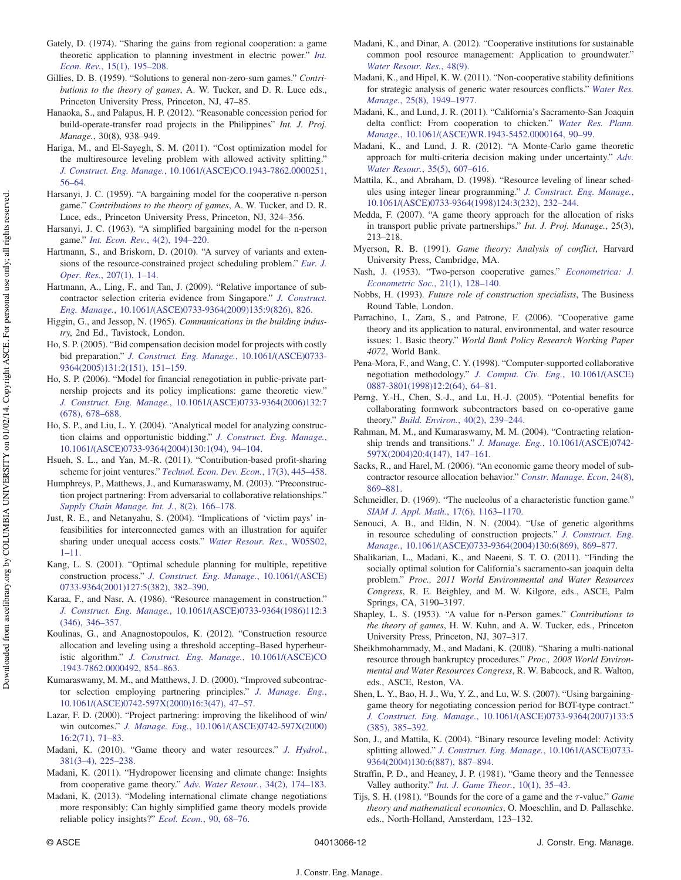Gately, D. (1974). "Sharing the gains from regional cooperation: a game theoretic application to planning investment in electric power." *Int. Econ. Rev.*, 15(1), 195–208.

Gillies, D. B. (1959). "Solutions to general non-zero-sum games." *Contributions to the theory of games*, A. W. Tucker, and D. R. Luce eds., Princeton University Press, Princeton, NJ, 47–85.

Hanaoka, S., and Palapus, H. P. (2012). "Reasonable concession period for build-operate-transfer road projects in the Philippines" *Int. J. Proj. Manage.*, 30(8), 938–949.

Hariga, M., and El-Sayegh, S. M. (2011). "Cost optimization model for the multiresource leveling problem with allowed activity splitting." *J. Construct. Eng. Manage.*, 10.1061/(ASCE)CO.1943-7862.0000251, 56–64.

Harsanyi, J. C. (1959). "A bargaining model for the cooperative n-person game." *Contributions to the theory of games*, A. W. Tucker, and D. R. Luce, eds., Princeton University Press, Princeton, NJ, 324–356.

Harsanyi, J. C. (1963). "A simplified bargaining model for the n-person game." *Int. Econ. Rev.*, 4(2), 194–220.

Hartmann, S., and Briskorn, D. (2010). "A survey of variants and extensions of the resource-constrained project scheduling problem." *Eur. J. Oper. Res.*, 207(1), 1–14.

Hartmann, A., Ling, F., and Tan, J. (2009). "Relative importance of subcontractor selection criteria evidence from Singapore." *J. Construct. Eng. Manage.*, 10.1061/(ASCE)0733-9364(2009)135:9(826), 826.

Higgin, G., and Jessop, N. (1965). *Communications in the building industry*, 2nd Ed., Tavistock, London.

Ho, S. P. (2005). "Bid compensation decision model for projects with costly bid preparation." *J. Construct. Eng. Manage.*, 10.1061/(ASCE)0733-9364(2005)131:2(151), 151–159.

Ho, S. P. (2006). "Model for financial renegotiation in public-private partnership projects and its policy implications: game theoretic view." *J. Construct. Eng. Manage.*, 10.1061/(ASCE)0733-9364(2006)132:7(678), 678–688.

Ho, S. P., and Liu, L. Y. (2004). "Analytical model for analyzing construction claims and opportunistic bidding." *J. Construct. Eng. Manage.*, 10.1061/(ASCE)0733-9364(2004)130:1(94), 94–104.

Hsueh, S. L., and Yan, M.-R. (2011). "Contribution-based profit-sharing scheme for joint ventures." *Technol. Econ. Dev. Econ.*, 17(3), 445–458.

Humphreys, P., Matthews, J., and Kumaraswamy, M. (2003). "Preconstruction project partnering: From adversarial to collaborative relationships." *Supply Chain Manage. Int. J.*, 8(2), 166–178.

Just, R. E., and Netanyahu, S. (2004). "Implications of 'victim pays' infeasibilities for interconnected games with an illustration for aquifer sharing under unequal access costs." *Water Resour. Res.*, W05S02, 1–11.

Kang, L. S. (2001). "Optimal schedule planning for multiple, repetitive construction process." *J. Construct. Eng. Manage.*, 10.1061/(ASCE)0733-9364(2001)127:5(382), 382–390.

Karaa, F., and Nasr, A. (1986). "Resource management in construction." *J. Construct. Eng. Manage.*, 10.1061/(ASCE)0733-9364(1986)112:3(346), 346–357.

Koulinas, G., and Anagnostopoulos, K. (2012). "Construction resource allocation and leveling using a threshold accepting–Based hyperheuristic algorithm." *J. Construct. Eng. Manage.*, 10.1061/(ASCE)CO.1943-7862.0000492, 854–863.

Kumaraswamy, M. M., and Matthews, J. D. (2000). "Improved subcontractor selection employing partnering principles." *J. Manage. Eng.*, 10.1061/(ASCE)0742-597X(2000)16:3(47), 47–57.

Lazar, F. D. (2000). "Project partnering: improving the likelihood of win/win outcomes." *J. Manage. Eng.*, 10.1061/(ASCE)0742-597X(2000)16:2(71), 71–83.

Madani, K. (2010). "Game theory and water resources." *J. Hydrol.*, 381(3–4), 225–238.

Madani, K. (2011). "Hydropower licensing and climate change: Insights from cooperative game theory." *Adv. Water Resour.*, 34(2), 174–183.

Madani, K. (2013). "Modeling international climate change negotiations more responsibly: Can highly simplified game theory models provide reliable policy insights?" *Ecol. Econ.*, 90, 68–76.

Madani, K., and Dinar, A. (2012). "Cooperative institutions for sustainable common pool resource management: Application to groundwater." *Water Resour. Res.*, 48(9).

Madani, K., and Hipel, K. W. (2011). "Non-cooperative stability definitions for strategic analysis of generic water resources conflicts." *Water Res. Manage.*, 25(8), 1949–1977.

Madani, K., and Lund, J. R. (2011). "California's Sacramento-San Joaquin delta conflict: From cooperation to chicken." *Water Res. Plann. Manage.*, 10.1061/(ASCE)WR.1943-5452.0000164, 90–99.

Madani, K., and Lund, J. R. (2012). "A Monte-Carlo game theoretic approach for multi-criteria decision making under uncertainty." *Adv. Water Resour.*, 35(5), 607–616.

Mattila, K., and Abraham, D. (1998). "Resource leveling of linear schedules using integer linear programming." *J. Construct. Eng. Manage.*, 10.1061/(ASCE)0733-9364(1998)124:3(232), 232–244.

Medda, F. (2007). "A game theory approach for the allocation of risks in transport public private partnerships." *Int. J. Proj. Manage.*, 25(3), 213–218.

Myerson, R. B. (1991). *Game theory: Analysis of conflict*, Harvard University Press, Cambridge, MA.

Nash, J. (1953). "Two-person cooperative games." *Econometrica: J. Econometric Soc.*, 21(1), 128–140.

Nobbs, H. (1993). *Future role of construction specialists*, The Business Round Table, London.

Parrachino, I., Zara, S., and Patrone, F. (2006). "Cooperative game theory and its application to natural, environmental, and water resource issues: 1. Basic theory." *World Bank Policy Research Working Paper 4072*, World Bank.

Pena-Mora, F., and Wang, C. Y. (1998). "Computer-supported collaborative negotiation methodology." *J. Comput. Civ. Eng.*, 10.1061/(ASCE)0887-3801(1998)12:2(64), 64–81.

Perng, Y.-H., Chen, S.-J., and Lu, H.-J. (2005). "Potential benefits for collaborating formwork subcontractors based on co-operative game theory." *Build. Environ.*, 40(2), 239–244.

Rahman, M. M., and Kumaraswamy, M. M. (2004). "Contracting relationship trends and transitions." *J. Manage. Eng.*, 10.1061/(ASCE)0742-597X(2004)20:4(147), 147–161.

Sacks, R., and Harel, M. (2006). "An economic game theory model of subcontractor resource allocation behavior." *Constr. Manage. Econ*, 24(8), 869–881.

Schmeidler, D. (1969). "The nucleolus of a characteristic function game." *SIAM J. Appl. Math.*, 17(6), 1163–1170.

Senouci, A. B., and Eldin, N. N. (2004). "Use of genetic algorithms in resource scheduling of construction projects." *J. Construct. Eng. Manage.*, 10.1061/(ASCE)0733-9364(2004)130:6(869), 869–877.

Shalikarian, L., Madani, K., and Naeeni, S. T. O. (2011). "Finding the socially optimal solution for California's sacramento-san joaquin delta problem." *Proc., 2011 World Environmental and Water Resources Congress*, R. E. Beighley, and M. W. Kilgore, eds., ASCE, Palm Springs, CA, 3190–3197.

Shapley, L. S. (1953). "A value for n-Person games." *Contributions to the theory of games*, H. W. Kuhn, and A. W. Tucker, eds., Princeton University Press, Princeton, NJ, 307–317.

Sheikhmohammady, M., and Madani, K. (2008). "Sharing a multi-national resource through bankruptcy procedures." *Proc., 2008 World Environmental and Water Resources Congress*, R. W. Babcock, and R. Walton, eds., ASCE, Reston, VA.

Shen, L. Y., Bao, H. J., Wu, Y. Z., and Lu, W. S. (2007). "Using bargaining-game theory for negotiating concession period for BOT-type contract." *J. Construct. Eng. Manage.*, 10.1061/(ASCE)0733-9364(2007)133:5(385), 385–392.

Son, J., and Mattila, K. (2004). "Binary resource leveling model: Activity splitting allowed." *J. Construct. Eng. Manage.*, 10.1061/(ASCE)0733-9364(2004)130:6(887), 887–894.

Straffin, P. D., and Heaney, J. P. (1981). "Game theory and the Tennessee Valley authority." *Int. J. Game Theor.*, 10(1), 35–43.

Tijs, S. H. (1981). "Bounds for the core of a game and the $\tau$-value." *Game theory and mathematical economics*, O. Moeschlin, and D. Pallaschke. eds., North-Holland, Amsterdam, 123–132.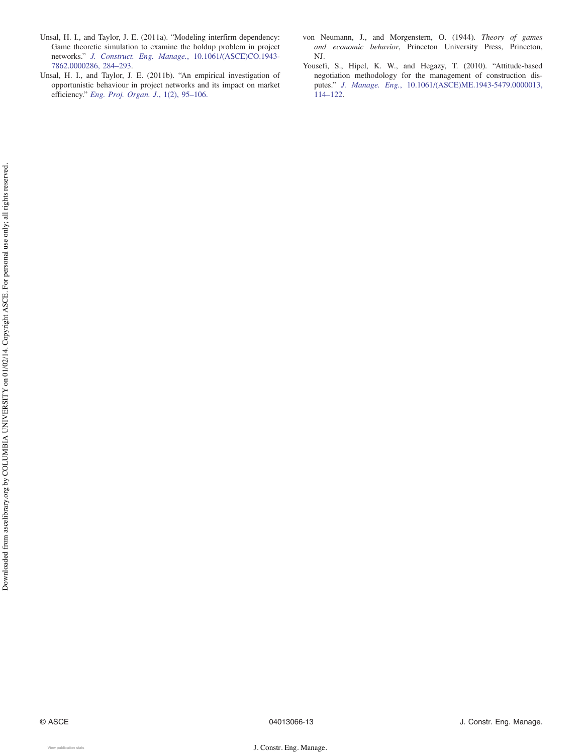Unsal, H. I., and Taylor, J. E. (2011a). "Modeling interfirm dependency: Game theoretic simulation to examine the holdup problem in project networks." *J. Construct. Eng. Manage.*, 10.1061/(ASCE)CO.1943-7862.0000286, 284–293.

Unsal, H. I., and Taylor, J. E. (2011b). "An empirical investigation of opportunistic behaviour in project networks and its impact on market efficiency." *Eng. Proj. Organ. J.*, 1(2), 95–106.

von Neumann, J., and Morgenstern, O. (1944). *Theory of games and economic behavior*, Princeton University Press, Princeton, NJ.

Yousefi, S., Hipel, K. W., and Hegazy, T. (2010). "Attitude-based negotiation methodology for the management of construction disputes." *J. Manage. Eng.*, 10.1061/(ASCE)ME.1943-5479.0000013, 114–122.